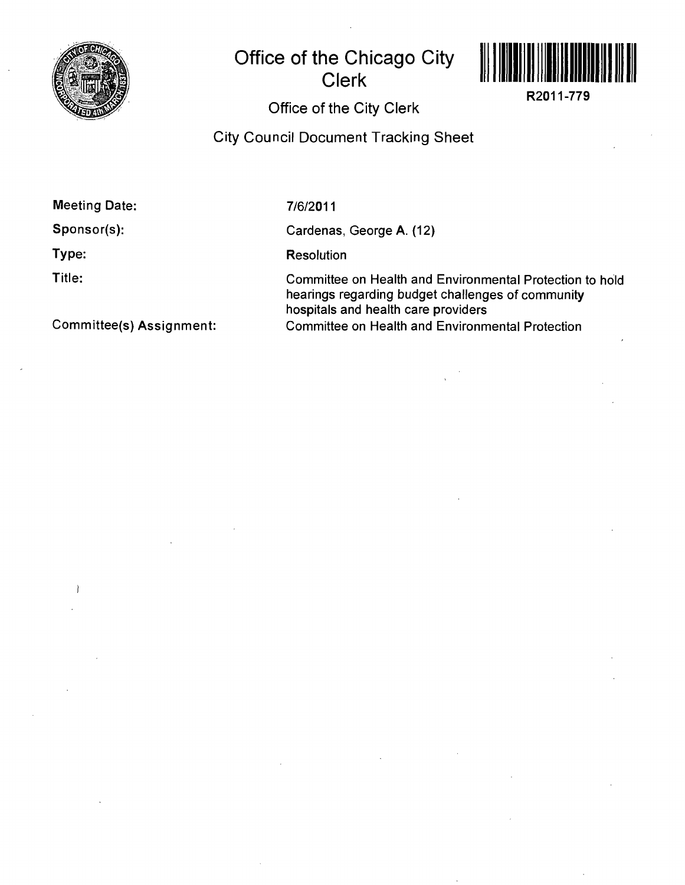# Office of the Chicago City Clerk

R2011-779

## Office of the City Clerk

### City Council Document Tracking Sheet

| | |
|---|---|
| **Meeting Date:** | 7/6/2011 |
| **Sponsor(s):** | Cardenas, George A. (12) |
| **Type:** | Resolution |
| **Title:** | Committee on Health and Environmental Protection to hold hearings regarding budget challenges of community hospitals and health care providers |
| **Committee(s) Assignment:** | Committee on Health and Environmental Protection |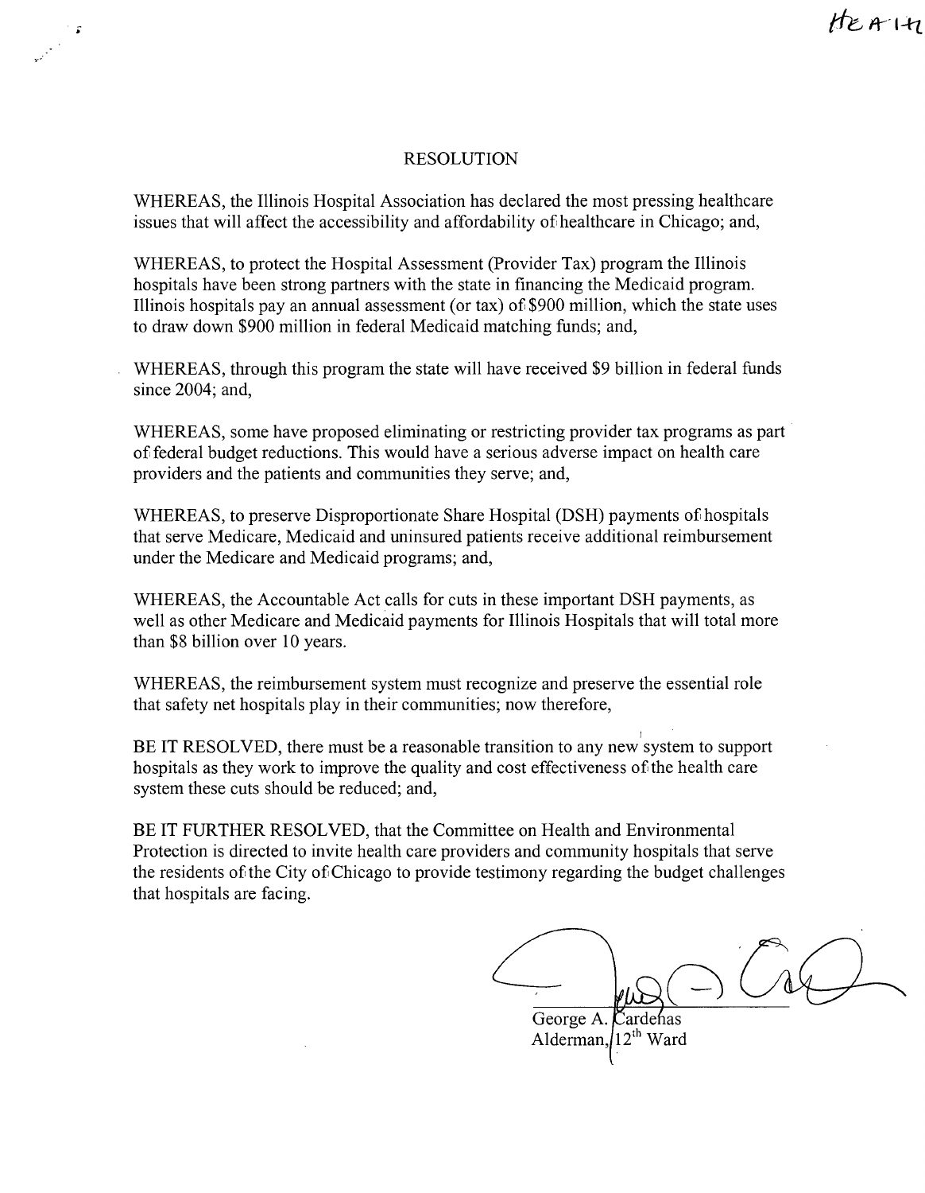HEA-141

# RESOLUTION

WHEREAS, the Illinois Hospital Association has declared the most pressing healthcare issues that will affect the accessibility and affordability of healthcare in Chicago; and,

WHEREAS, to protect the Hospital Assessment (Provider Tax) program the Illinois hospitals have been strong partners with the state in financing the Medicaid program. Illinois hospitals pay an annual assessment (or tax) of $900 million, which the state uses to draw down $900 million in federal Medicaid matching funds; and,

WHEREAS, through this program the state will have received $9 billion in federal funds since 2004; and,

WHEREAS, some have proposed eliminating or restricting provider tax programs as part of federal budget reductions. This would have a serious adverse impact on health care providers and the patients and communities they serve; and,

WHEREAS, to preserve Disproportionate Share Hospital (DSH) payments of hospitals that serve Medicare, Medicaid and uninsured patients receive additional reimbursement under the Medicare and Medicaid programs; and,

WHEREAS, the Accountable Act calls for cuts in these important DSH payments, as well as other Medicare and Medicaid payments for Illinois Hospitals that will total more than $8 billion over 10 years.

WHEREAS, the reimbursement system must recognize and preserve the essential role that safety net hospitals play in their communities; now therefore,

BE IT RESOLVED, there must be a reasonable transition to any new system to support hospitals as they work to improve the quality and cost effectiveness of the health care system these cuts should be reduced; and,

BE IT FURTHER RESOLVED, that the Committee on Health and Environmental Protection is directed to invite health care providers and community hospitals that serve the residents of the City of Chicago to provide testimony regarding the budget challenges that hospitals are facing.

George A. Cardenas
Alderman, 12th Ward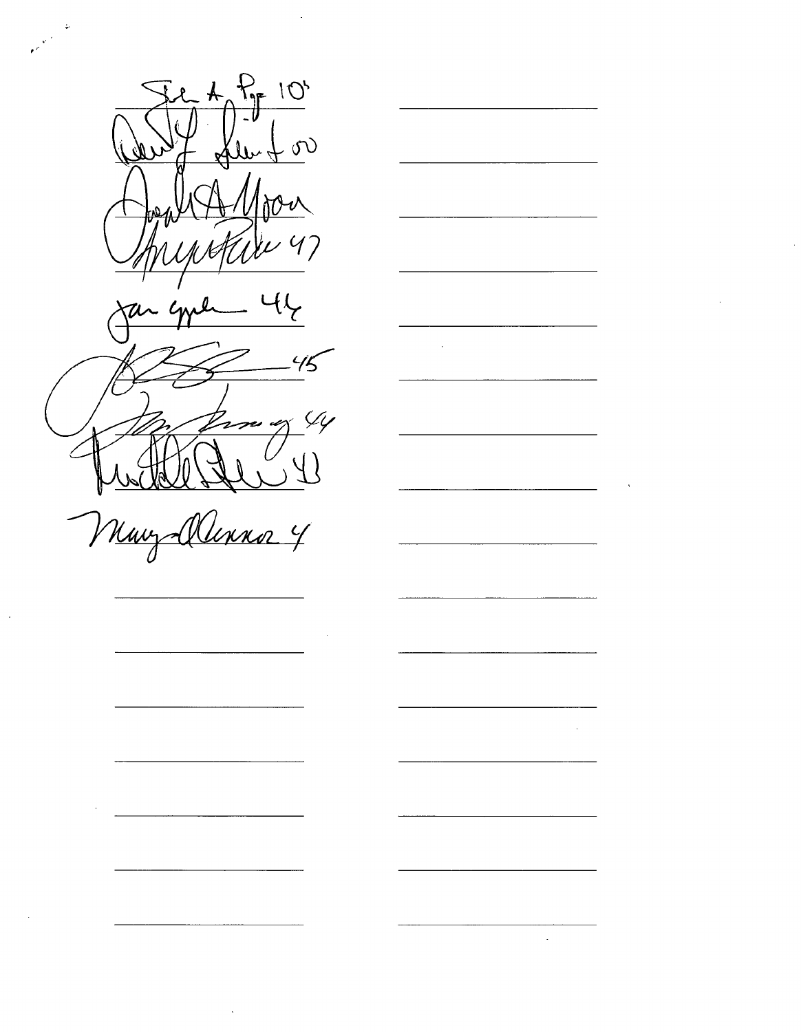Steve A. Page 10

Darryl J. Filer 02

Joseph A. Moore

Angie Pike 47

Jan Cyph 44

45

44

43

Mary O'Connor 4